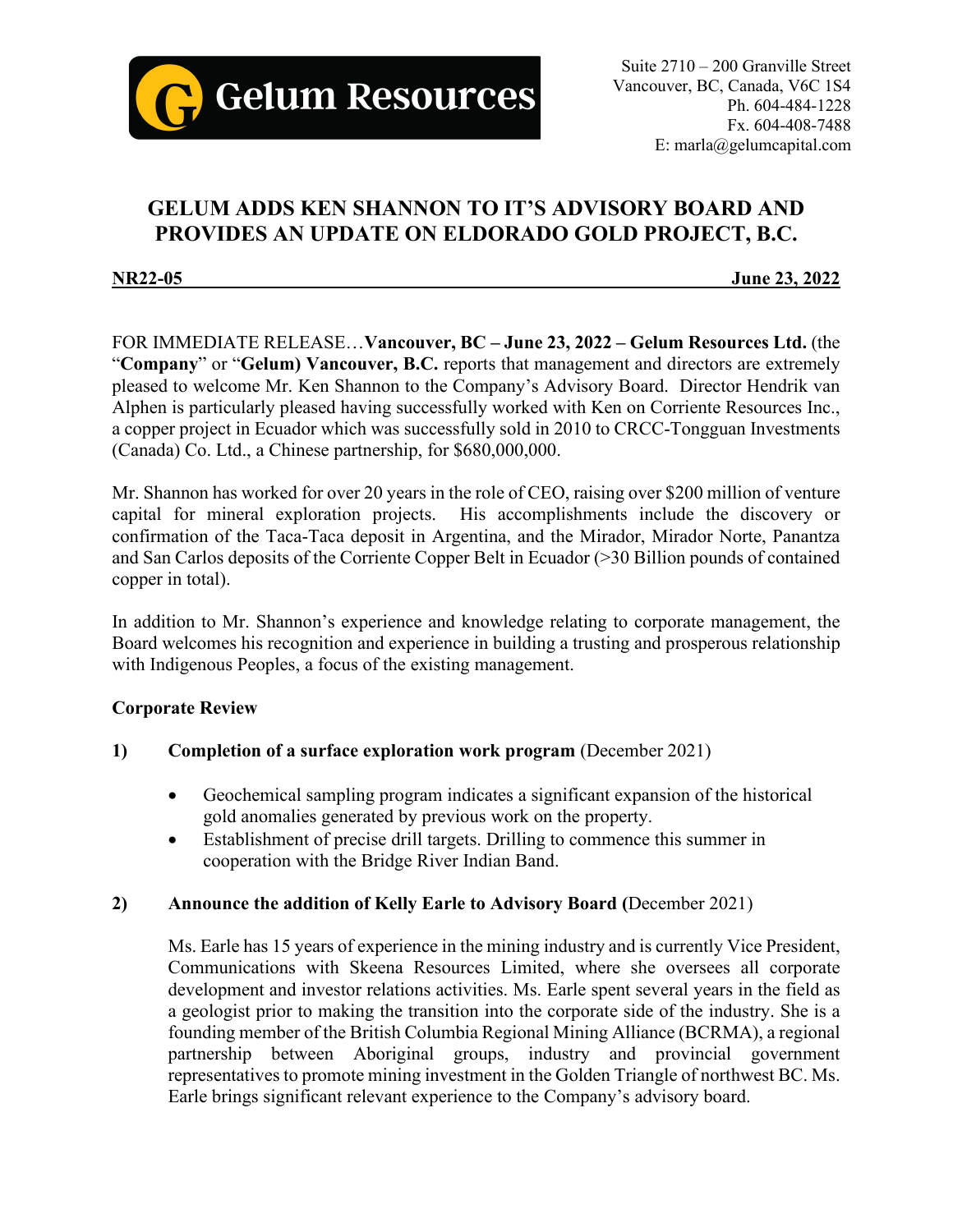Gelum Resources

Suite 2710 – 200 Granville Street
Vancouver, BC, Canada, V6C 1S4
Ph. 604-484-1228
Fx. 604-408-7488
E: marla@gelumcapital.com

# GELUM ADDS KEN SHANNON TO IT'S ADVISORY BOARD AND PROVIDES AN UPDATE ON ELDORADO GOLD PROJECT, B.C.

**NR22-05** **June 23, 2022**

FOR IMMEDIATE RELEASE…**Vancouver, BC – June 23, 2022 – Gelum Resources Ltd.** (the "**Company**" or "**Gelum) Vancouver, B.C.** reports that management and directors are extremely pleased to welcome Mr. Ken Shannon to the Company's Advisory Board. Director Hendrik van Alphen is particularly pleased having successfully worked with Ken on Corriente Resources Inc., a copper project in Ecuador which was successfully sold in 2010 to CRCC-Tongguan Investments (Canada) Co. Ltd., a Chinese partnership, for $680,000,000.

Mr. Shannon has worked for over 20 years in the role of CEO, raising over $200 million of venture capital for mineral exploration projects. His accomplishments include the discovery or confirmation of the Taca-Taca deposit in Argentina, and the Mirador, Mirador Norte, Panantza and San Carlos deposits of the Corriente Copper Belt in Ecuador (>30 Billion pounds of contained copper in total).

In addition to Mr. Shannon's experience and knowledge relating to corporate management, the Board welcomes his recognition and experience in building a trusting and prosperous relationship with Indigenous Peoples, a focus of the existing management.

**Corporate Review**

1) **Completion of a surface exploration work program** (December 2021)

   - Geochemical sampling program indicates a significant expansion of the historical gold anomalies generated by previous work on the property.
   - Establishment of precise drill targets. Drilling to commence this summer in cooperation with the Bridge River Indian Band.

2) **Announce the addition of Kelly Earle to Advisory Board (**December 2021)

   Ms. Earle has 15 years of experience in the mining industry and is currently Vice President, Communications with Skeena Resources Limited, where she oversees all corporate development and investor relations activities. Ms. Earle spent several years in the field as a geologist prior to making the transition into the corporate side of the industry. She is a founding member of the British Columbia Regional Mining Alliance (BCRMA), a regional partnership between Aboriginal groups, industry and provincial government representatives to promote mining investment in the Golden Triangle of northwest BC. Ms. Earle brings significant relevant experience to the Company's advisory board.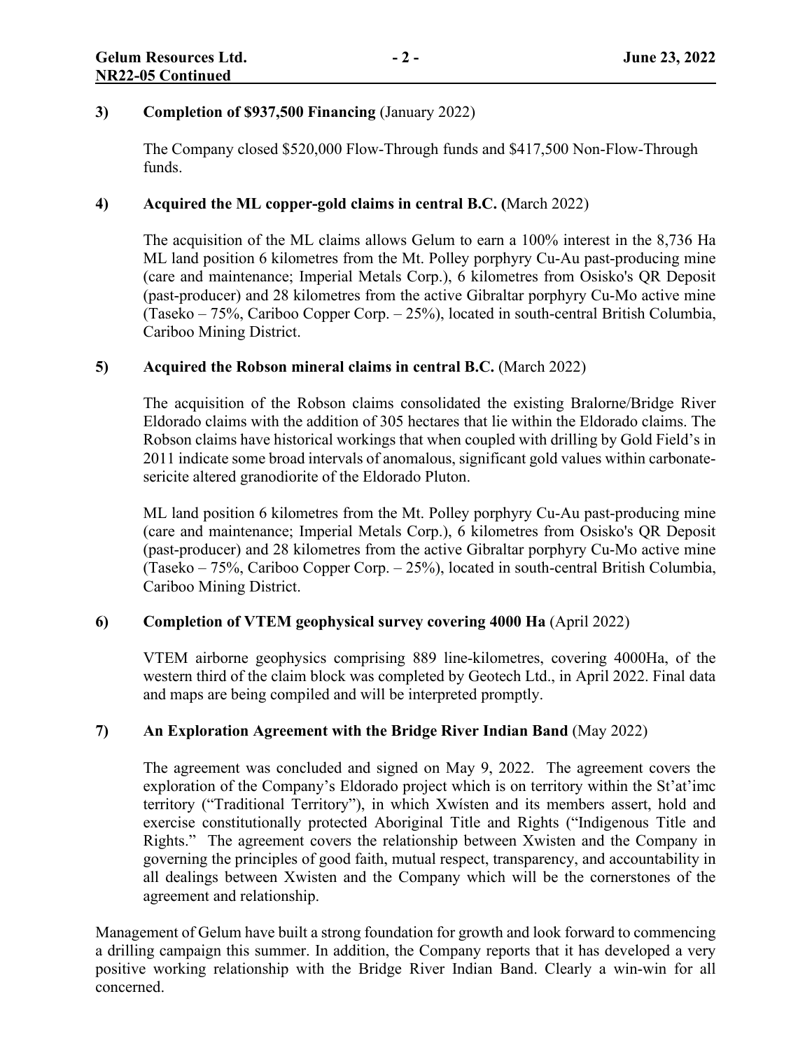**3) Completion of $937,500 Financing** (January 2022)

The Company closed $520,000 Flow-Through funds and $417,500 Non-Flow-Through funds.

**4) Acquired the ML copper-gold claims in central B.C. (**March 2022)

The acquisition of the ML claims allows Gelum to earn a 100% interest in the 8,736 Ha ML land position 6 kilometres from the Mt. Polley porphyry Cu-Au past-producing mine (care and maintenance; Imperial Metals Corp.), 6 kilometres from Osisko's QR Deposit (past-producer) and 28 kilometres from the active Gibraltar porphyry Cu-Mo active mine (Taseko – 75%, Cariboo Copper Corp. – 25%), located in south-central British Columbia, Cariboo Mining District.

**5) Acquired the Robson mineral claims in central B.C.** (March 2022)

The acquisition of the Robson claims consolidated the existing Bralorne/Bridge River Eldorado claims with the addition of 305 hectares that lie within the Eldorado claims. The Robson claims have historical workings that when coupled with drilling by Gold Field's in 2011 indicate some broad intervals of anomalous, significant gold values within carbonate-sericite altered granodiorite of the Eldorado Pluton.

ML land position 6 kilometres from the Mt. Polley porphyry Cu-Au past-producing mine (care and maintenance; Imperial Metals Corp.), 6 kilometres from Osisko's QR Deposit (past-producer) and 28 kilometres from the active Gibraltar porphyry Cu-Mo active mine (Taseko – 75%, Cariboo Copper Corp. – 25%), located in south-central British Columbia, Cariboo Mining District.

**6) Completion of VTEM geophysical survey covering 4000 Ha** (April 2022)

VTEM airborne geophysics comprising 889 line-kilometres, covering 4000Ha, of the western third of the claim block was completed by Geotech Ltd., in April 2022. Final data and maps are being compiled and will be interpreted promptly.

**7) An Exploration Agreement with the Bridge River Indian Band** (May 2022)

The agreement was concluded and signed on May 9, 2022. The agreement covers the exploration of the Company's Eldorado project which is on territory within the St'at'imc territory ("Traditional Territory"), in which Xwísten and its members assert, hold and exercise constitutionally protected Aboriginal Title and Rights ("Indigenous Title and Rights." The agreement covers the relationship between Xwisten and the Company in governing the principles of good faith, mutual respect, transparency, and accountability in all dealings between Xwisten and the Company which will be the cornerstones of the agreement and relationship.

Management of Gelum have built a strong foundation for growth and look forward to commencing a drilling campaign this summer. In addition, the Company reports that it has developed a very positive working relationship with the Bridge River Indian Band. Clearly a win-win for all concerned.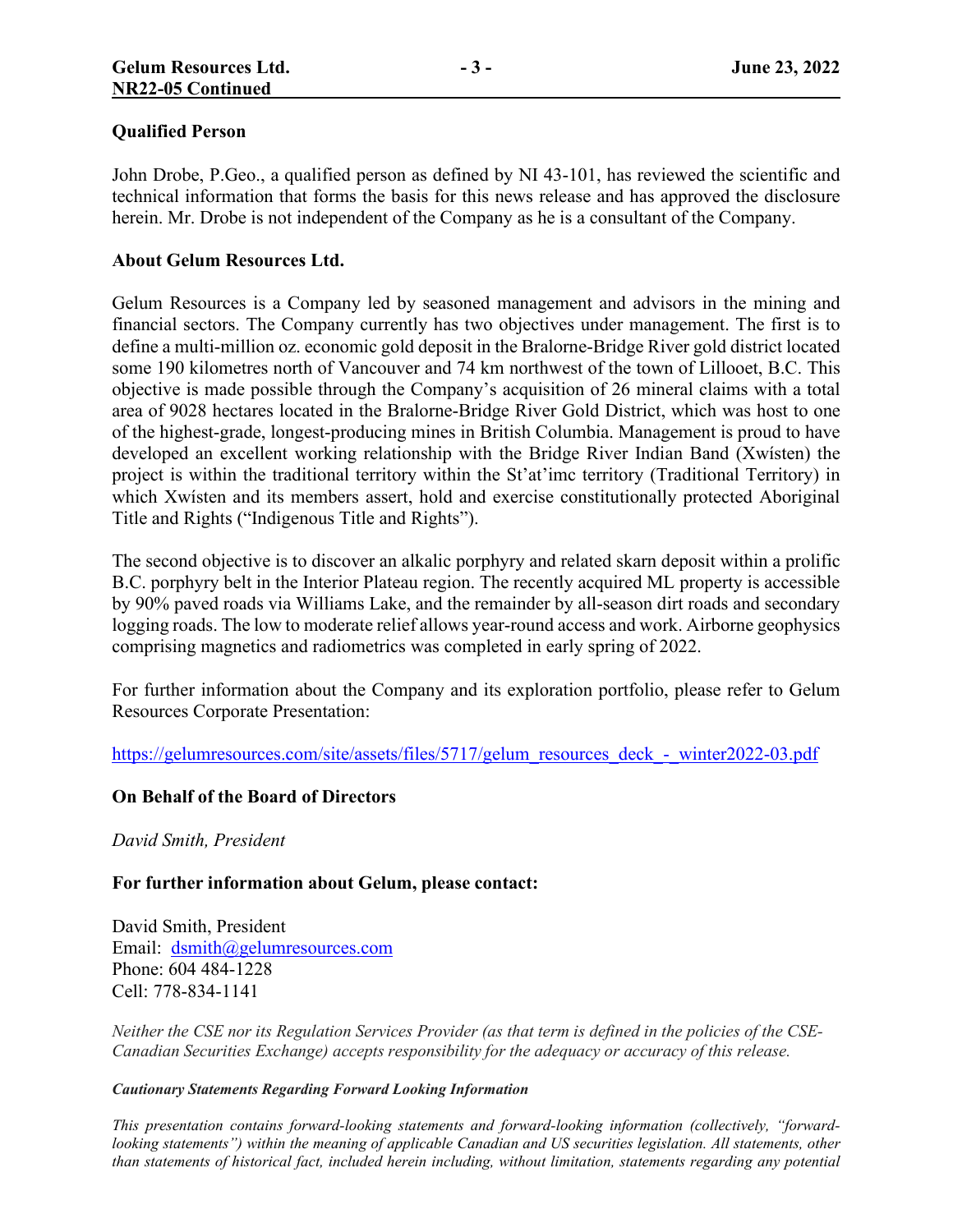## Qualified Person

John Drobe, P.Geo., a qualified person as defined by NI 43-101, has reviewed the scientific and technical information that forms the basis for this news release and has approved the disclosure herein. Mr. Drobe is not independent of the Company as he is a consultant of the Company.

## About Gelum Resources Ltd.

Gelum Resources is a Company led by seasoned management and advisors in the mining and financial sectors. The Company currently has two objectives under management. The first is to define a multi-million oz. economic gold deposit in the Bralorne-Bridge River gold district located some 190 kilometres north of Vancouver and 74 km northwest of the town of Lillooet, B.C. This objective is made possible through the Company's acquisition of 26 mineral claims with a total area of 9028 hectares located in the Bralorne-Bridge River Gold District, which was host to one of the highest-grade, longest-producing mines in British Columbia. Management is proud to have developed an excellent working relationship with the Bridge River Indian Band (Xwísten) the project is within the traditional territory within the St'at'imc territory (Traditional Territory) in which Xwísten and its members assert, hold and exercise constitutionally protected Aboriginal Title and Rights ("Indigenous Title and Rights").

The second objective is to discover an alkalic porphyry and related skarn deposit within a prolific B.C. porphyry belt in the Interior Plateau region. The recently acquired ML property is accessible by 90% paved roads via Williams Lake, and the remainder by all-season dirt roads and secondary logging roads. The low to moderate relief allows year-round access and work. Airborne geophysics comprising magnetics and radiometrics was completed in early spring of 2022.

For further information about the Company and its exploration portfolio, please refer to Gelum Resources Corporate Presentation:

https://gelumresources.com/site/assets/files/5717/gelum_resources_deck_-_winter2022-03.pdf

## On Behalf of the Board of Directors

*David Smith, President*

## For further information about Gelum, please contact:

David Smith, President
Email: dsmith@gelumresources.com
Phone: 604 484-1228
Cell: 778-834-1141

*Neither the CSE nor its Regulation Services Provider (as that term is defined in the policies of the CSE-Canadian Securities Exchange) accepts responsibility for the adequacy or accuracy of this release.*

***Cautionary Statements Regarding Forward Looking Information***

*This presentation contains forward-looking statements and forward-looking information (collectively, "forward-looking statements") within the meaning of applicable Canadian and US securities legislation. All statements, other than statements of historical fact, included herein including, without limitation, statements regarding any potential*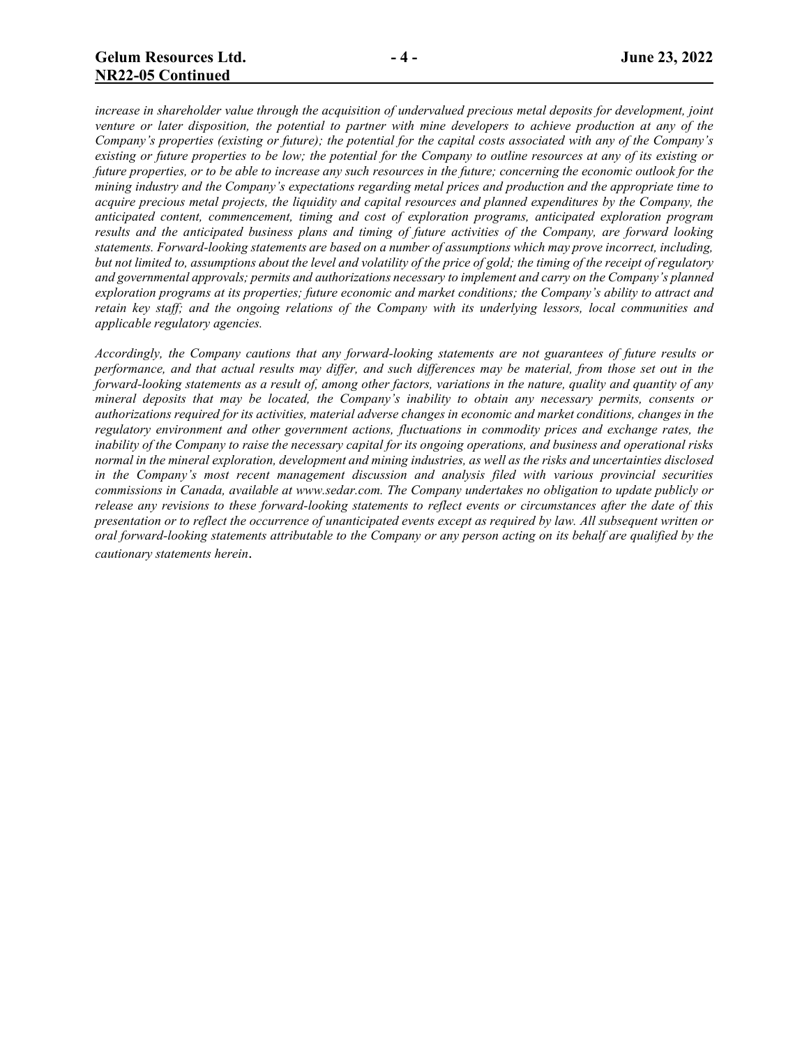*increase in shareholder value through the acquisition of undervalued precious metal deposits for development, joint venture or later disposition, the potential to partner with mine developers to achieve production at any of the Company's properties (existing or future); the potential for the capital costs associated with any of the Company's existing or future properties to be low; the potential for the Company to outline resources at any of its existing or future properties, or to be able to increase any such resources in the future; concerning the economic outlook for the mining industry and the Company's expectations regarding metal prices and production and the appropriate time to acquire precious metal projects, the liquidity and capital resources and planned expenditures by the Company, the anticipated content, commencement, timing and cost of exploration programs, anticipated exploration program results and the anticipated business plans and timing of future activities of the Company, are forward looking statements. Forward-looking statements are based on a number of assumptions which may prove incorrect, including, but not limited to, assumptions about the level and volatility of the price of gold; the timing of the receipt of regulatory and governmental approvals; permits and authorizations necessary to implement and carry on the Company's planned exploration programs at its properties; future economic and market conditions; the Company's ability to attract and retain key staff; and the ongoing relations of the Company with its underlying lessors, local communities and applicable regulatory agencies.*

*Accordingly, the Company cautions that any forward-looking statements are not guarantees of future results or performance, and that actual results may differ, and such differences may be material, from those set out in the forward-looking statements as a result of, among other factors, variations in the nature, quality and quantity of any mineral deposits that may be located, the Company's inability to obtain any necessary permits, consents or authorizations required for its activities, material adverse changes in economic and market conditions, changes in the regulatory environment and other government actions, fluctuations in commodity prices and exchange rates, the inability of the Company to raise the necessary capital for its ongoing operations, and business and operational risks normal in the mineral exploration, development and mining industries, as well as the risks and uncertainties disclosed in the Company's most recent management discussion and analysis filed with various provincial securities commissions in Canada, available at www.sedar.com. The Company undertakes no obligation to update publicly or release any revisions to these forward-looking statements to reflect events or circumstances after the date of this presentation or to reflect the occurrence of unanticipated events except as required by law. All subsequent written or oral forward-looking statements attributable to the Company or any person acting on its behalf are qualified by the cautionary statements herein.*